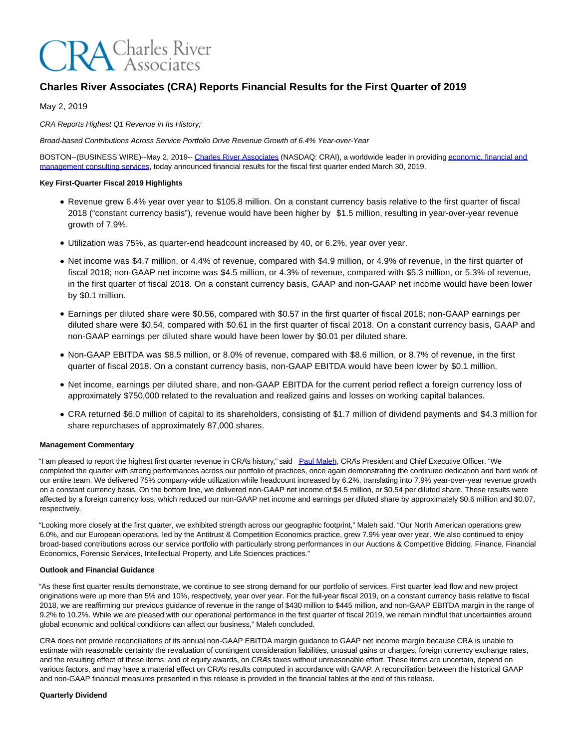# Charles River Associates (CRA) Reports Financial Results for the First Quarter of 2019

May 2, 2019

*CRA Reports Highest Q1 Revenue in Its History;*

*Broad-based Contributions Across Service Portfolio Drive Revenue Growth of 6.4% Year-over-Year*

BOSTON--(BUSINESS WIRE)--May 2, 2019-- Charles River Associates (NASDAQ: CRAI), a worldwide leader in providing economic, financial and management consulting services, today announced financial results for the fiscal first quarter ended March 30, 2019.

**Key First-Quarter Fiscal 2019 Highlights**

- Revenue grew 6.4% year over year to $105.8 million. On a constant currency basis relative to the first quarter of fiscal 2018 ("constant currency basis"), revenue would have been higher by $1.5 million, resulting in year-over-year revenue growth of 7.9%.
- Utilization was 75%, as quarter-end headcount increased by 40, or 6.2%, year over year.
- Net income was $4.7 million, or 4.4% of revenue, compared with $4.9 million, or 4.9% of revenue, in the first quarter of fiscal 2018; non-GAAP net income was $4.5 million, or 4.3% of revenue, compared with $5.3 million, or 5.3% of revenue, in the first quarter of fiscal 2018. On a constant currency basis, GAAP and non-GAAP net income would have been lower by $0.1 million.
- Earnings per diluted share were $0.56, compared with $0.57 in the first quarter of fiscal 2018; non-GAAP earnings per diluted share were $0.54, compared with $0.61 in the first quarter of fiscal 2018. On a constant currency basis, GAAP and non-GAAP earnings per diluted share would have been lower by $0.01 per diluted share.
- Non-GAAP EBITDA was $8.5 million, or 8.0% of revenue, compared with $8.6 million, or 8.7% of revenue, in the first quarter of fiscal 2018. On a constant currency basis, non-GAAP EBITDA would have been lower by $0.1 million.
- Net income, earnings per diluted share, and non-GAAP EBITDA for the current period reflect a foreign currency loss of approximately $750,000 related to the revaluation and realized gains and losses on working capital balances.
- CRA returned $6.0 million of capital to its shareholders, consisting of $1.7 million of dividend payments and $4.3 million for share repurchases of approximately 87,000 shares.

**Management Commentary**

"I am pleased to report the highest first quarter revenue in CRA's history," said Paul Maleh, CRA's President and Chief Executive Officer. "We completed the quarter with strong performances across our portfolio of practices, once again demonstrating the continued dedication and hard work of our entire team. We delivered 75% company-wide utilization while headcount increased by 6.2%, translating into 7.9% year-over-year revenue growth on a constant currency basis. On the bottom line, we delivered non-GAAP net income of $4.5 million, or $0.54 per diluted share. These results were affected by a foreign currency loss, which reduced our non-GAAP net income and earnings per diluted share by approximately $0.6 million and $0.07, respectively.

"Looking more closely at the first quarter, we exhibited strength across our geographic footprint," Maleh said. "Our North American operations grew 6.0%, and our European operations, led by the Antitrust & Competition Economics practice, grew 7.9% year over year. We also continued to enjoy broad-based contributions across our service portfolio with particularly strong performances in our Auctions & Competitive Bidding, Finance, Financial Economics, Forensic Services, Intellectual Property, and Life Sciences practices."

**Outlook and Financial Guidance**

"As these first quarter results demonstrate, we continue to see strong demand for our portfolio of services. First quarter lead flow and new project originations were up more than 5% and 10%, respectively, year over year. For the full-year fiscal 2019, on a constant currency basis relative to fiscal 2018, we are reaffirming our previous guidance of revenue in the range of $430 million to $445 million, and non-GAAP EBITDA margin in the range of 9.2% to 10.2%. While we are pleased with our operational performance in the first quarter of fiscal 2019, we remain mindful that uncertainties around global economic and political conditions can affect our business," Maleh concluded.

CRA does not provide reconciliations of its annual non-GAAP EBITDA margin guidance to GAAP net income margin because CRA is unable to estimate with reasonable certainty the revaluation of contingent consideration liabilities, unusual gains or charges, foreign currency exchange rates, and the resulting effect of these items, and of equity awards, on CRA's taxes without unreasonable effort. These items are uncertain, depend on various factors, and may have a material effect on CRA's results computed in accordance with GAAP. A reconciliation between the historical GAAP and non-GAAP financial measures presented in this release is provided in the financial tables at the end of this release.

**Quarterly Dividend**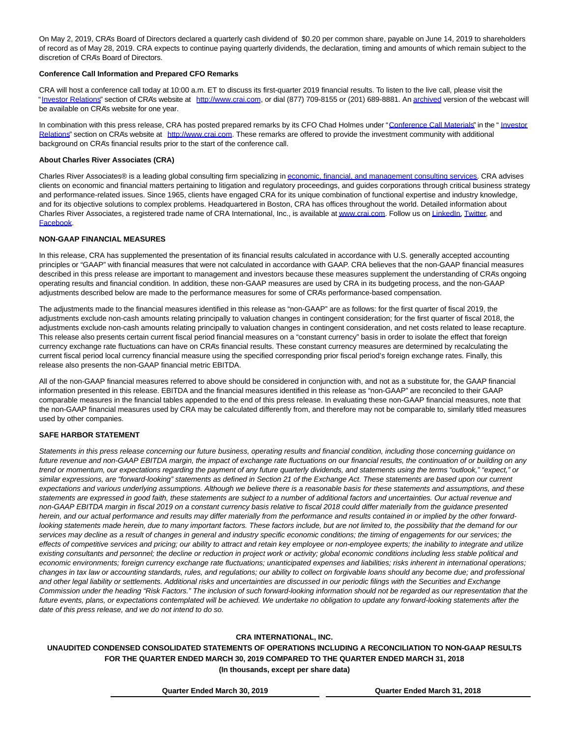On May 2, 2019, CRA's Board of Directors declared a quarterly cash dividend of $0.20 per common share, payable on June 14, 2019 to shareholders of record as of May 28, 2019. CRA expects to continue paying quarterly dividends, the declaration, timing and amounts of which remain subject to the discretion of CRA's Board of Directors.

**Conference Call Information and Prepared CFO Remarks**

CRA will host a conference call today at 10:00 a.m. ET to discuss its first-quarter 2019 financial results. To listen to the live call, please visit the "Investor Relations" section of CRA's website at http://www.crai.com, or dial (877) 709-8155 or (201) 689-8881. An archived version of the webcast will be available on CRA's website for one year.

In combination with this press release, CRA has posted prepared remarks by its CFO Chad Holmes under "Conference Call Materials" in the " Investor Relations" section on CRA's website at http://www.crai.com. These remarks are offered to provide the investment community with additional background on CRA's financial results prior to the start of the conference call.

**About Charles River Associates (CRA)**

Charles River Associates® is a leading global consulting firm specializing in economic, financial, and management consulting services. CRA advises clients on economic and financial matters pertaining to litigation and regulatory proceedings, and guides corporations through critical business strategy and performance-related issues. Since 1965, clients have engaged CRA for its unique combination of functional expertise and industry knowledge, and for its objective solutions to complex problems. Headquartered in Boston, CRA has offices throughout the world. Detailed information about Charles River Associates, a registered trade name of CRA International, Inc., is available at www.crai.com. Follow us on LinkedIn, Twitter, and Facebook.

**NON-GAAP FINANCIAL MEASURES**

In this release, CRA has supplemented the presentation of its financial results calculated in accordance with U.S. generally accepted accounting principles or "GAAP" with financial measures that were not calculated in accordance with GAAP. CRA believes that the non-GAAP financial measures described in this press release are important to management and investors because these measures supplement the understanding of CRA's ongoing operating results and financial condition. In addition, these non-GAAP measures are used by CRA in its budgeting process, and the non-GAAP adjustments described below are made to the performance measures for some of CRA's performance-based compensation.

The adjustments made to the financial measures identified in this release as "non-GAAP" are as follows: for the first quarter of fiscal 2019, the adjustments exclude non-cash amounts relating principally to valuation changes in contingent consideration; for the first quarter of fiscal 2018, the adjustments exclude non-cash amounts relating principally to valuation changes in contingent consideration, and net costs related to lease recapture. This release also presents certain current fiscal period financial measures on a "constant currency" basis in order to isolate the effect that foreign currency exchange rate fluctuations can have on CRA's financial results. These constant currency measures are determined by recalculating the current fiscal period local currency financial measure using the specified corresponding prior fiscal period's foreign exchange rates. Finally, this release also presents the non-GAAP financial metric EBITDA.

All of the non-GAAP financial measures referred to above should be considered in conjunction with, and not as a substitute for, the GAAP financial information presented in this release. EBITDA and the financial measures identified in this release as "non-GAAP" are reconciled to their GAAP comparable measures in the financial tables appended to the end of this press release. In evaluating these non-GAAP financial measures, note that the non-GAAP financial measures used by CRA may be calculated differently from, and therefore may not be comparable to, similarly titled measures used by other companies.

**SAFE HARBOR STATEMENT**

*Statements in this press release concerning our future business, operating results and financial condition, including those concerning guidance on future revenue and non-GAAP EBITDA margin, the impact of exchange rate fluctuations on our financial results, the continuation of or building on any trend or momentum, our expectations regarding the payment of any future quarterly dividends, and statements using the terms "outlook," "expect," or similar expressions, are "forward-looking" statements as defined in Section 21 of the Exchange Act. These statements are based upon our current expectations and various underlying assumptions. Although we believe there is a reasonable basis for these statements and assumptions, and these statements are expressed in good faith, these statements are subject to a number of additional factors and uncertainties. Our actual revenue and non-GAAP EBITDA margin in fiscal 2019 on a constant currency basis relative to fiscal 2018 could differ materially from the guidance presented herein, and our actual performance and results may differ materially from the performance and results contained in or implied by the other forward-looking statements made herein, due to many important factors. These factors include, but are not limited to, the possibility that the demand for our services may decline as a result of changes in general and industry specific economic conditions; the timing of engagements for our services; the effects of competitive services and pricing; our ability to attract and retain key employee or non-employee experts; the inability to integrate and utilize existing consultants and personnel; the decline or reduction in project work or activity; global economic conditions including less stable political and economic environments; foreign currency exchange rate fluctuations; unanticipated expenses and liabilities; risks inherent in international operations; changes in tax law or accounting standards, rules, and regulations; our ability to collect on forgivable loans should any become due; and professional and other legal liability or settlements. Additional risks and uncertainties are discussed in our periodic filings with the Securities and Exchange Commission under the heading "Risk Factors." The inclusion of such forward-looking information should not be regarded as our representation that the future events, plans, or expectations contemplated will be achieved. We undertake no obligation to update any forward-looking statements after the date of this press release, and we do not intend to do so.*

**CRA INTERNATIONAL, INC.**

**UNAUDITED CONDENSED CONSOLIDATED STATEMENTS OF OPERATIONS INCLUDING A RECONCILIATION TO NON-GAAP RESULTS**

**FOR THE QUARTER ENDED MARCH 30, 2019 COMPARED TO THE QUARTER ENDED MARCH 31, 2018**

**(In thousands, except per share data)**

| | Quarter Ended March 30, 2019 | Quarter Ended March 31, 2018 |
|---|---|---|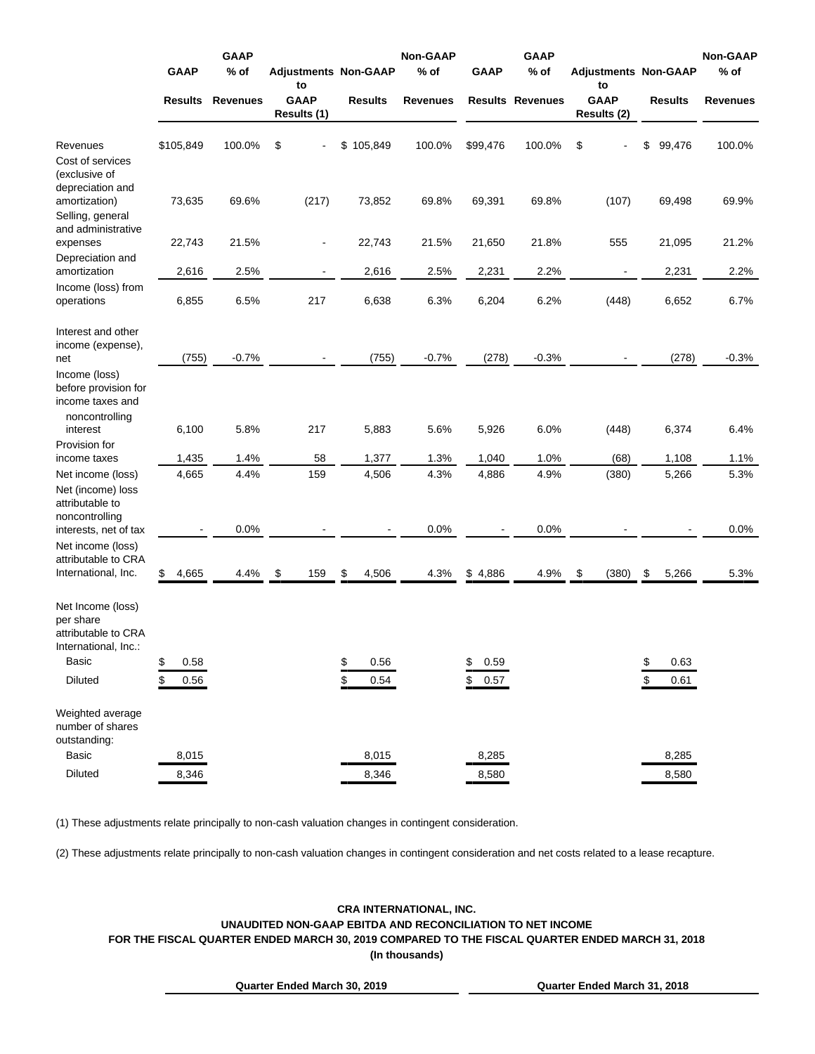| | GAAP Results | GAAP % of Revenues | Adjustments to GAAP Results (1) | Non-GAAP Results | Non-GAAP % of Revenues | GAAP Results | GAAP % of Revenues | Adjustments to GAAP Results (2) | Non-GAAP Results | Non-GAAP % of Revenues |
|---|---|---|---|---|---|---|---|---|---|---|
| Revenues | $105,849 | 100.0% | $ - | $ 105,849 | 100.0% | $99,476 | 100.0% | $ - | $ 99,476 | 100.0% |
| Cost of services (exclusive of depreciation and amortization) | 73,635 | 69.6% | (217) | 73,852 | 69.8% | 69,391 | 69.8% | (107) | 69,498 | 69.9% |
| Selling, general and administrative expenses | 22,743 | 21.5% | - | 22,743 | 21.5% | 21,650 | 21.8% | 555 | 21,095 | 21.2% |
| Depreciation and amortization | 2,616 | 2.5% | - | 2,616 | 2.5% | 2,231 | 2.2% | - | 2,231 | 2.2% |
| Income (loss) from operations | 6,855 | 6.5% | 217 | 6,638 | 6.3% | 6,204 | 6.2% | (448) | 6,652 | 6.7% |
| Interest and other income (expense), net | (755) | -0.7% | - | (755) | -0.7% | (278) | -0.3% | - | (278) | -0.3% |
| Income (loss) before provision for income taxes and noncontrolling interest | 6,100 | 5.8% | 217 | 5,883 | 5.6% | 5,926 | 6.0% | (448) | 6,374 | 6.4% |
| Provision for income taxes | 1,435 | 1.4% | 58 | 1,377 | 1.3% | 1,040 | 1.0% | (68) | 1,108 | 1.1% |
| Net income (loss) | 4,665 | 4.4% | 159 | 4,506 | 4.3% | 4,886 | 4.9% | (380) | 5,266 | 5.3% |
| Net (income) loss attributable to noncontrolling interests, net of tax | - | 0.0% | - | - | 0.0% | - | 0.0% | - | - | 0.0% |
| Net income (loss) attributable to CRA International, Inc. | $ 4,665 | 4.4% | $ 159 | $ 4,506 | 4.3% | $ 4,886 | 4.9% | $ (380) | $ 5,266 | 5.3% |
| Net Income (loss) per share attributable to CRA International, Inc.: | | | | | | | | | | |
| Basic | $ 0.58 | | | $ 0.56 | | $ 0.59 | | | $ 0.63 | |
| Diluted | $ 0.56 | | | $ 0.54 | | $ 0.57 | | | $ 0.61 | |
| Weighted average number of shares outstanding: | | | | | | | | | | |
| Basic | 8,015 | | | 8,015 | | 8,285 | | | 8,285 | |
| Diluted | 8,346 | | | 8,346 | | 8,580 | | | 8,580 | |

(1) These adjustments relate principally to non-cash valuation changes in contingent consideration.

(2) These adjustments relate principally to non-cash valuation changes in contingent consideration and net costs related to a lease recapture.

**CRA INTERNATIONAL, INC.**
**UNAUDITED NON-GAAP EBITDA AND RECONCILIATION TO NET INCOME**
**FOR THE FISCAL QUARTER ENDED MARCH 30, 2019 COMPARED TO THE FISCAL QUARTER ENDED MARCH 31, 2018**
**(In thousands)**

| Quarter Ended March 30, 2019 | Quarter Ended March 31, 2018 |
|---|---|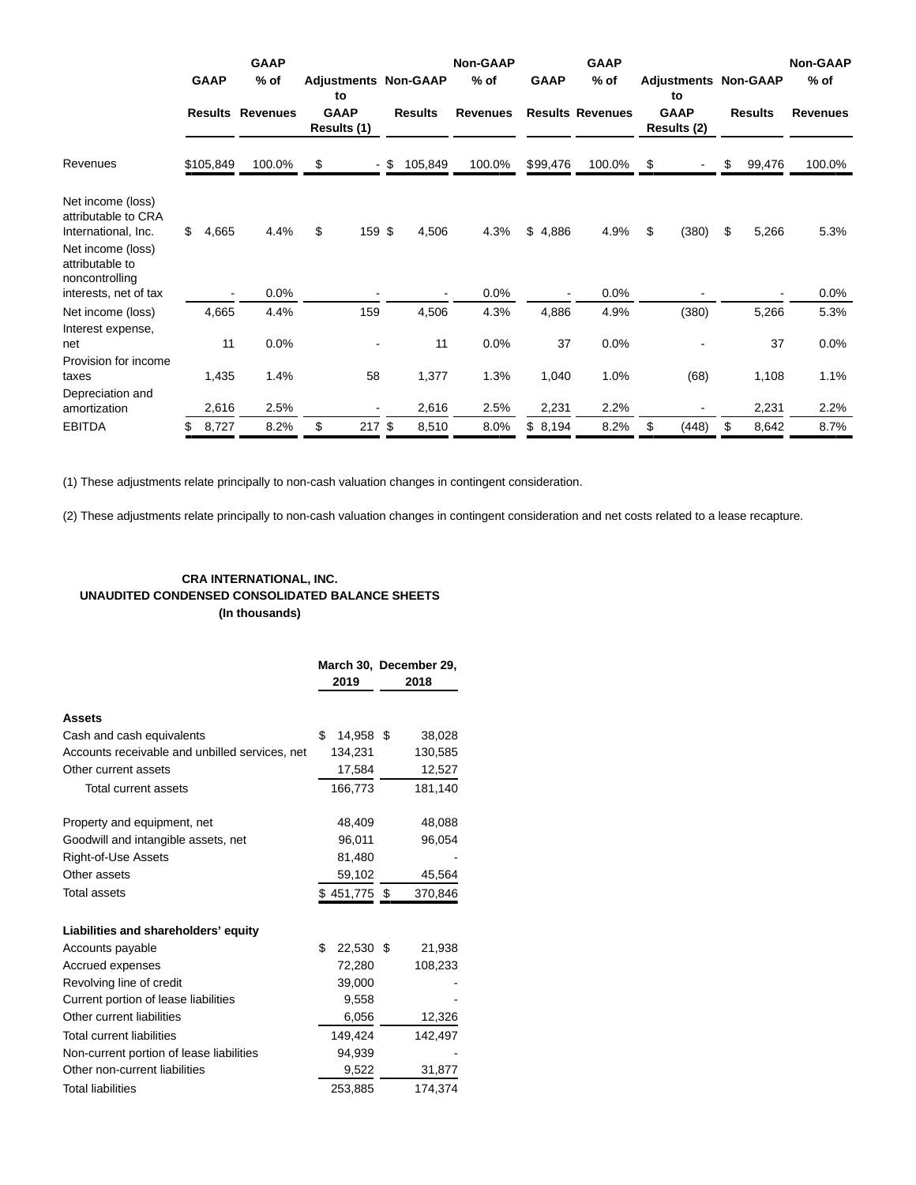| | GAAP Results | GAAP % of Revenues | Adjustments to GAAP Results (1) | Non-GAAP Results | Non-GAAP % of Revenues | GAAP Results | GAAP % of Revenues | Adjustments to GAAP Results (2) | Non-GAAP Results | Non-GAAP % of Revenues |
|---|---|---|---|---|---|---|---|---|---|---|
| Revenues | $105,849 | 100.0% | $ - | $ 105,849 | 100.0% | $99,476 | 100.0% | $ - | $ 99,476 | 100.0% |
| Net income (loss) attributable to CRA International, Inc. | $ 4,665 | 4.4% | $ 159 | $ 4,506 | 4.3% | $ 4,886 | 4.9% | $ (380) | $ 5,266 | 5.3% |
| Net income (loss) attributable to noncontrolling interests, net of tax | - | 0.0% | - | - | 0.0% | - | 0.0% | - | - | 0.0% |
| Net income (loss) | 4,665 | 4.4% | 159 | 4,506 | 4.3% | 4,886 | 4.9% | (380) | 5,266 | 5.3% |
| Interest expense, net | 11 | 0.0% | - | 11 | 0.0% | 37 | 0.0% | - | 37 | 0.0% |
| Provision for income taxes | 1,435 | 1.4% | 58 | 1,377 | 1.3% | 1,040 | 1.0% | (68) | 1,108 | 1.1% |
| Depreciation and amortization | 2,616 | 2.5% | - | 2,616 | 2.5% | 2,231 | 2.2% | - | 2,231 | 2.2% |
| EBITDA | $ 8,727 | 8.2% | $ 217 | $ 8,510 | 8.0% | $ 8,194 | 8.2% | $ (448) | $ 8,642 | 8.7% |

(1) These adjustments relate principally to non-cash valuation changes in contingent consideration.

(2) These adjustments relate principally to non-cash valuation changes in contingent consideration and net costs related to a lease recapture.

**CRA INTERNATIONAL, INC.**
**UNAUDITED CONDENSED CONSOLIDATED BALANCE SHEETS**
**(In thousands)**

| | March 30, 2019 | December 29, 2018 |
|---|---|---|
| **Assets** | | |
| Cash and cash equivalents | $ 14,958 | $ 38,028 |
| Accounts receivable and unbilled services, net | 134,231 | 130,585 |
| Other current assets | 17,584 | 12,527 |
| Total current assets | 166,773 | 181,140 |
| Property and equipment, net | 48,409 | 48,088 |
| Goodwill and intangible assets, net | 96,011 | 96,054 |
| Right-of-Use Assets | 81,480 | - |
| Other assets | 59,102 | 45,564 |
| Total assets | $ 451,775 | $ 370,846 |
| **Liabilities and shareholders' equity** | | |
| Accounts payable | $ 22,530 | $ 21,938 |
| Accrued expenses | 72,280 | 108,233 |
| Revolving line of credit | 39,000 | - |
| Current portion of lease liabilities | 9,558 | - |
| Other current liabilities | 6,056 | 12,326 |
| Total current liabilities | 149,424 | 142,497 |
| Non-current portion of lease liabilities | 94,939 | - |
| Other non-current liabilities | 9,522 | 31,877 |
| Total liabilities | 253,885 | 174,374 |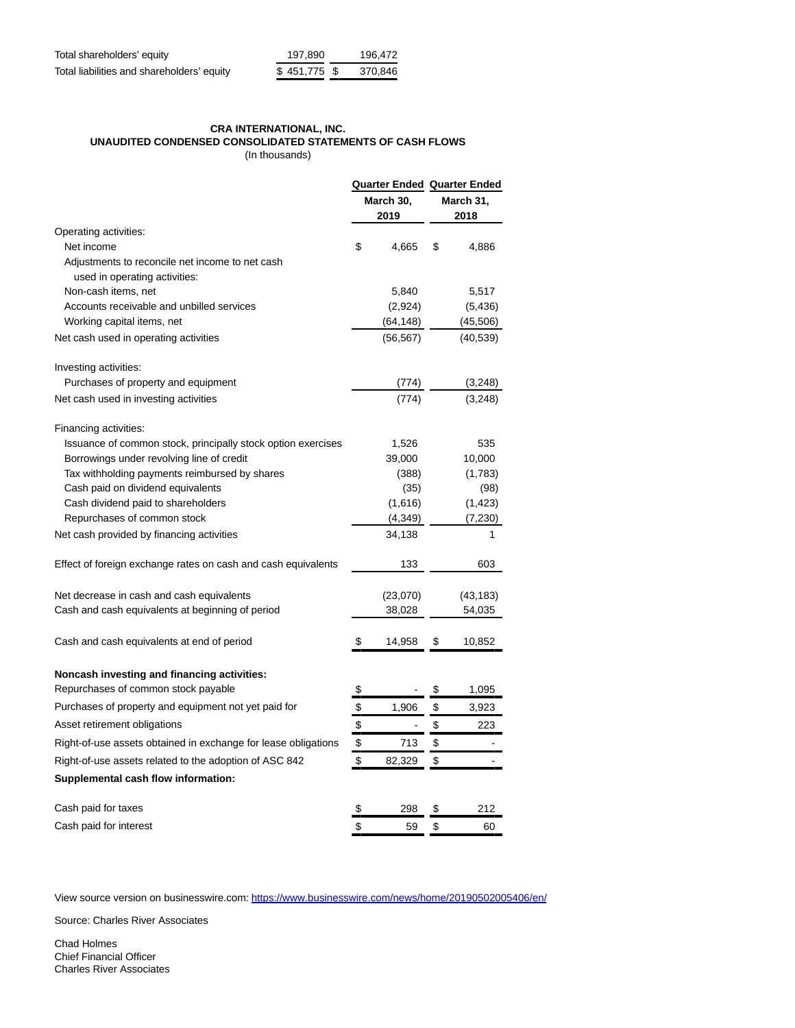| | | |
|---|---|---|
| Total shareholders' equity | 197,890 | 196,472 |
| Total liabilities and shareholders' equity | $ 451,775 | $ 370,846 |

**CRA INTERNATIONAL, INC.**
**UNAUDITED CONDENSED CONSOLIDATED STATEMENTS OF CASH FLOWS**
(In thousands)

| | Quarter Ended March 30, 2019 | Quarter Ended March 31, 2018 |
|---|---|---|
| Operating activities: | | |
| Net income | $ 4,665 | $ 4,886 |
| Adjustments to reconcile net income to net cash used in operating activities: | | |
| Non-cash items, net | 5,840 | 5,517 |
| Accounts receivable and unbilled services | (2,924) | (5,436) |
| Working capital items, net | (64,148) | (45,506) |
| Net cash used in operating activities | (56,567) | (40,539) |
| Investing activities: | | |
| Purchases of property and equipment | (774) | (3,248) |
| Net cash used in investing activities | (774) | (3,248) |
| Financing activities: | | |
| Issuance of common stock, principally stock option exercises | 1,526 | 535 |
| Borrowings under revolving line of credit | 39,000 | 10,000 |
| Tax withholding payments reimbursed by shares | (388) | (1,783) |
| Cash paid on dividend equivalents | (35) | (98) |
| Cash dividend paid to shareholders | (1,616) | (1,423) |
| Repurchases of common stock | (4,349) | (7,230) |
| Net cash provided by financing activities | 34,138 | 1 |
| Effect of foreign exchange rates on cash and cash equivalents | 133 | 603 |
| Net decrease in cash and cash equivalents | (23,070) | (43,183) |
| Cash and cash equivalents at beginning of period | 38,028 | 54,035 |
| Cash and cash equivalents at end of period | $ 14,958 | $ 10,852 |
| **Noncash investing and financing activities:** | | |
| Repurchases of common stock payable | $ - | $ 1,095 |
| Purchases of property and equipment not yet paid for | $ 1,906 | $ 3,923 |
| Asset retirement obligations | $ - | $ 223 |
| Right-of-use assets obtained in exchange for lease obligations | $ 713 | $ - |
| Right-of-use assets related to the adoption of ASC 842 | $ 82,329 | $ - |
| **Supplemental cash flow information:** | | |
| Cash paid for taxes | $ 298 | $ 212 |
| Cash paid for interest | $ 59 | $ 60 |

View source version on businesswire.com: https://www.businesswire.com/news/home/20190502005406/en/

Source: Charles River Associates

Chad Holmes
Chief Financial Officer
Charles River Associates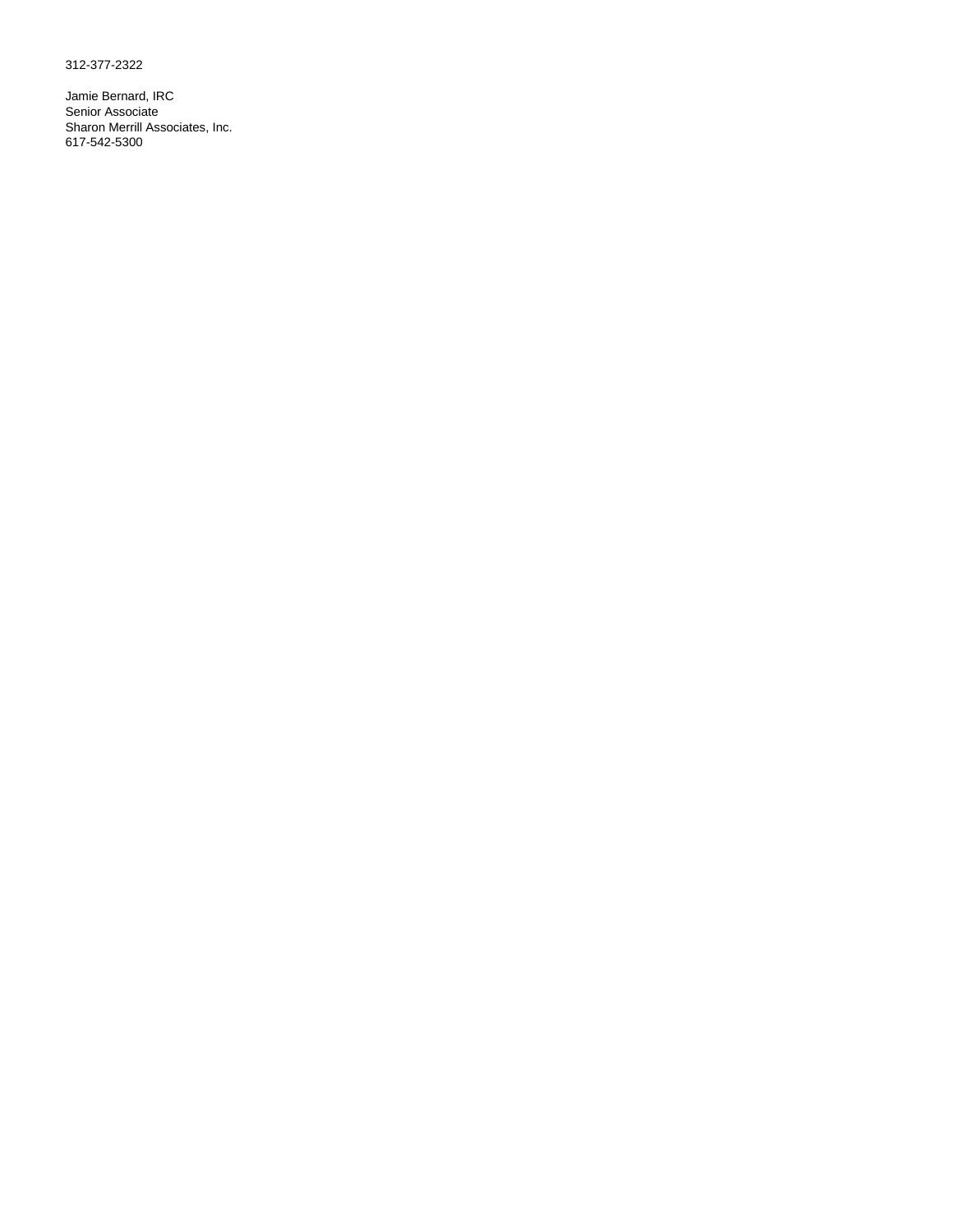312-377-2322

Jamie Bernard, IRC
Senior Associate
Sharon Merrill Associates, Inc.
617-542-5300